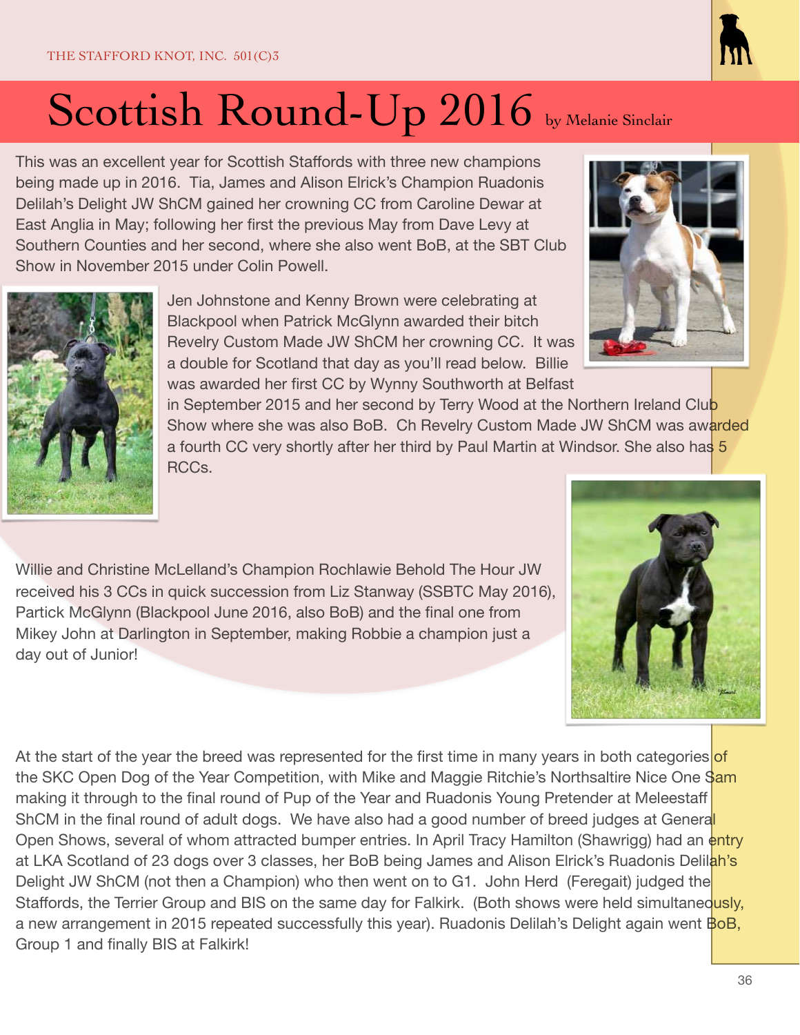# Scottish Round-Up 2016

by Melanie Sinclair

This was an excellent year for Scottish Staffords with three new champions being made up in 2016. Tia, James and Alison Elrick's Champion Ruadonis Delilah's Delight JW ShCM gained her crowning CC from Caroline Dewar at East Anglia in May; following her first the previous May from Dave Levy at Southern Counties and her second, where she also went BoB, at the SBT Club Show in November 2015 under Colin Powell.

Jen Johnstone and Kenny Brown were celebrating at Blackpool when Patrick McGlynn awarded their bitch Revelry Custom Made JW ShCM her crowning CC. It was a double for Scotland that day as you'll read below. Billie was awarded her first CC by Wynny Southworth at Belfast in September 2015 and her second by Terry Wood at the Northern Ireland Club Show where she was also BoB. Ch Revelry Custom Made JW ShCM was awarded a fourth CC very shortly after her third by Paul Martin at Windsor. She also has 5 RCCs.

Willie and Christine McLelland's Champion Rochlawie Behold The Hour JW received his 3 CCs in quick succession from Liz Stanway (SSBTC May 2016), Partick McGlynn (Blackpool June 2016, also BoB) and the final one from Mikey John at Darlington in September, making Robbie a champion just a day out of Junior!

At the start of the year the breed was represented for the first time in many years in both categories of the SKC Open Dog of the Year Competition, with Mike and Maggie Ritchie's Northsaltire Nice One Sam making it through to the final round of Pup of the Year and Ruadonis Young Pretender at Meleestaff ShCM in the final round of adult dogs. We have also had a good number of breed judges at General Open Shows, several of whom attracted bumper entries. In April Tracy Hamilton (Shawrigg) had an entry at LKA Scotland of 23 dogs over 3 classes, her BoB being James and Alison Elrick's Ruadonis Delilah's Delight JW ShCM (not then a Champion) who then went on to G1. John Herd (Feregait) judged the Staffords, the Terrier Group and BIS on the same day for Falkirk. (Both shows were held simultaneously, a new arrangement in 2015 repeated successfully this year). Ruadonis Delilah's Delight again went BoB, Group 1 and finally BIS at Falkirk!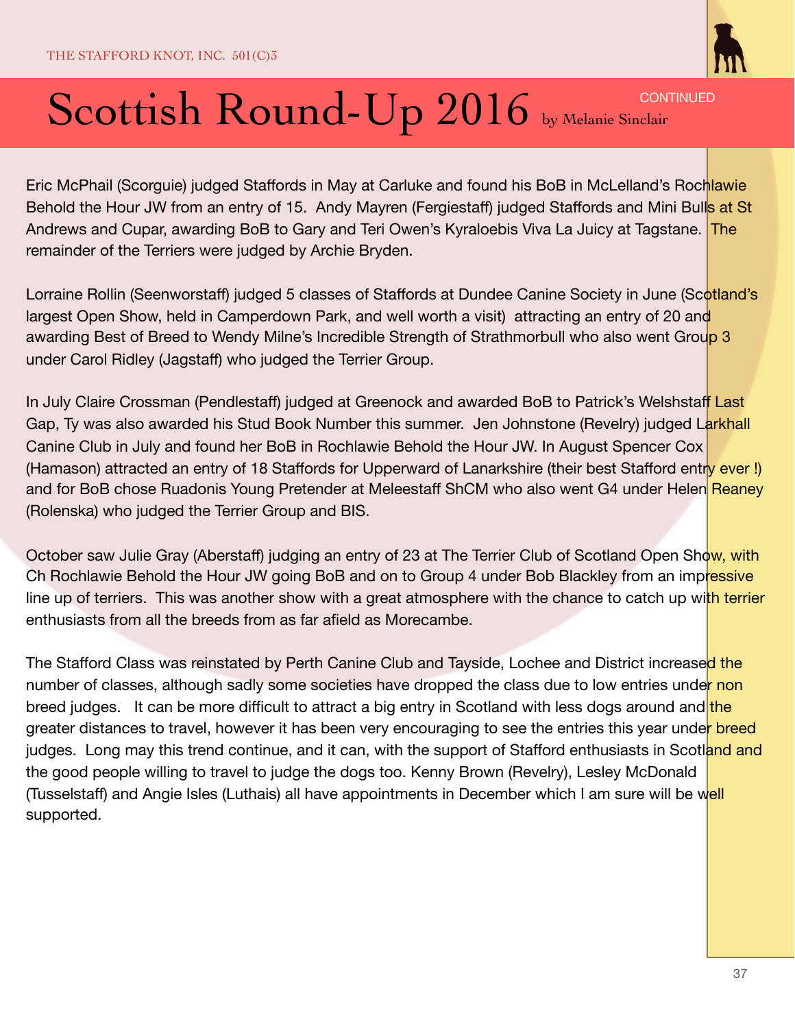# Scottish Round-Up 2016 by Melanie Sinclair

CONTINUED

Eric McPhail (Scorguie) judged Staffords in May at Carluke and found his BoB in McLelland's Rochlawie Behold the Hour JW from an entry of 15. Andy Mayren (Fergiestaff) judged Staffords and Mini Bulls at St Andrews and Cupar, awarding BoB to Gary and Teri Owen's Kyraloebis Viva La Juicy at Tagstane. The remainder of the Terriers were judged by Archie Bryden.

Lorraine Rollin (Seenworstaff) judged 5 classes of Staffords at Dundee Canine Society in June (Scotland's largest Open Show, held in Camperdown Park, and well worth a visit) attracting an entry of 20 and awarding Best of Breed to Wendy Milne's Incredible Strength of Strathmorbull who also went Group 3 under Carol Ridley (Jagstaff) who judged the Terrier Group.

In July Claire Crossman (Pendlestaff) judged at Greenock and awarded BoB to Patrick's Welshstaff Last Gap, Ty was also awarded his Stud Book Number this summer. Jen Johnstone (Revelry) judged Larkhall Canine Club in July and found her BoB in Rochlawie Behold the Hour JW. In August Spencer Cox (Hamason) attracted an entry of 18 Staffords for Upperward of Lanarkshire (their best Stafford entry ever !) and for BoB chose Ruadonis Young Pretender at Meleestaff ShCM who also went G4 under Helen Reaney (Rolenska) who judged the Terrier Group and BIS.

October saw Julie Gray (Aberstaff) judging an entry of 23 at The Terrier Club of Scotland Open Show, with Ch Rochlawie Behold the Hour JW going BoB and on to Group 4 under Bob Blackley from an impressive line up of terriers. This was another show with a great atmosphere with the chance to catch up with terrier enthusiasts from all the breeds from as far afield as Morecambe.

The Stafford Class was reinstated by Perth Canine Club and Tayside, Lochee and District increased the number of classes, although sadly some societies have dropped the class due to low entries under non breed judges. It can be more difficult to attract a big entry in Scotland with less dogs around and the greater distances to travel, however it has been very encouraging to see the entries this year under breed judges. Long may this trend continue, and it can, with the support of Stafford enthusiasts in Scotland and the good people willing to travel to judge the dogs too. Kenny Brown (Revelry), Lesley McDonald (Tusselstaff) and Angie Isles (Luthais) all have appointments in December which I am sure will be well supported.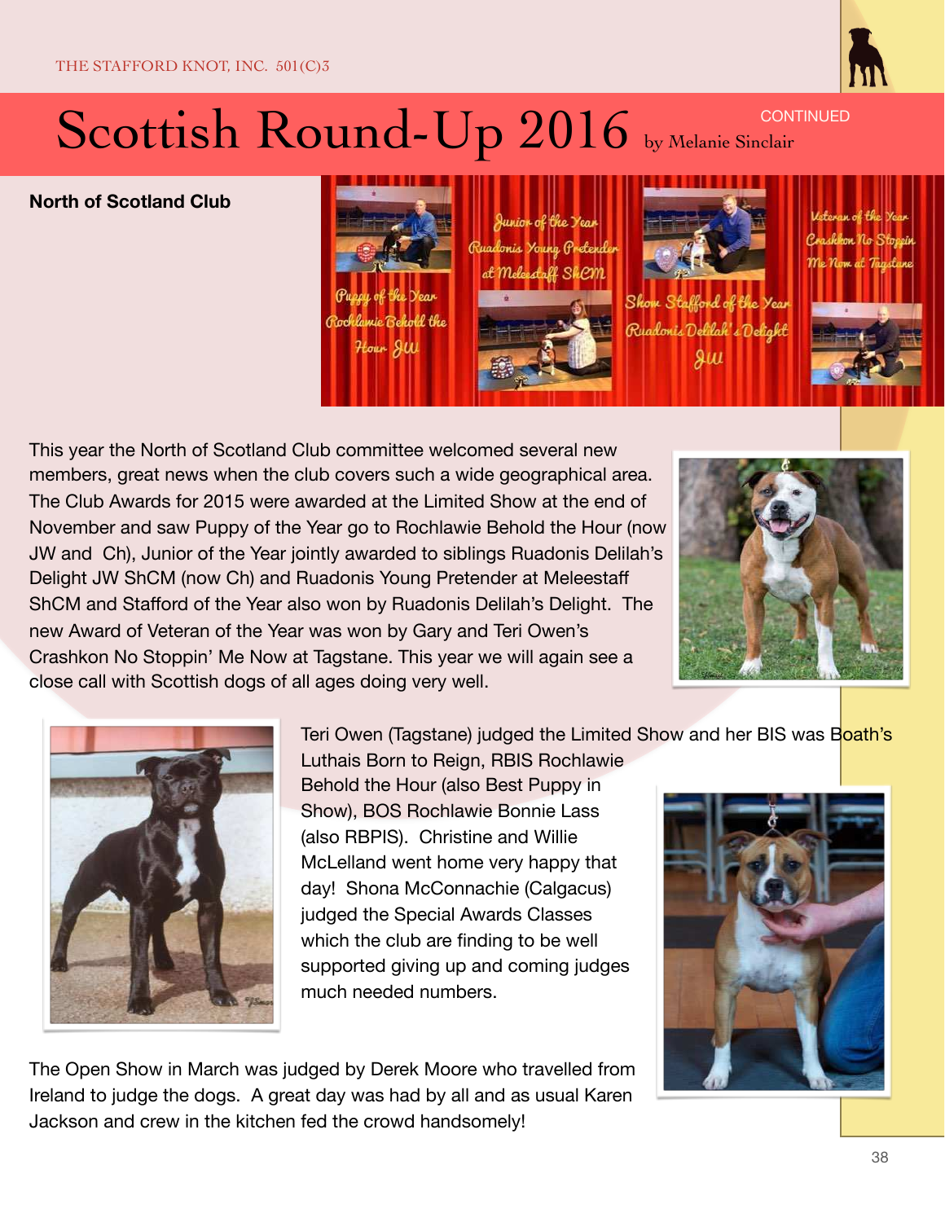# Scottish Round-Up 2016

CONTINUED

by Melanie Sinclair

## North of Scotland Club

Puppy of the Year Rochlawie Behold the Hour JW

Junior of the Year Ruadonis Young Pretender at Meleestaff ShCM

Show Stafford of the Year Ruadonis Delilah's Delight JW

Veteran of the Year Crashkon No Stoppin Me Now at Tagstane

This year the North of Scotland Club committee welcomed several new members, great news when the club covers such a wide geographical area. The Club Awards for 2015 were awarded at the Limited Show at the end of November and saw Puppy of the Year go to Rochlawie Behold the Hour (now JW and  Ch), Junior of the Year jointly awarded to siblings Ruadonis Delilah's Delight JW ShCM (now Ch) and Ruadonis Young Pretender at Meleestaff ShCM and Stafford of the Year also won by Ruadonis Delilah's Delight.  The new Award of Veteran of the Year was won by Gary and Teri Owen's Crashkon No Stoppin' Me Now at Tagstane. This year we will again see a close call with Scottish dogs of all ages doing very well.

Teri Owen (Tagstane) judged the Limited Show and her BIS was Boath's Luthais Born to Reign, RBIS Rochlawie Behold the Hour (also Best Puppy in Show), BOS Rochlawie Bonnie Lass (also RBPIS).  Christine and Willie McLelland went home very happy that day!  Shona McConnachie (Calgacus) judged the Special Awards Classes which the club are finding to be well supported giving up and coming judges much needed numbers.

The Open Show in March was judged by Derek Moore who travelled from Ireland to judge the dogs.  A great day was had by all and as usual Karen Jackson and crew in the kitchen fed the crowd handsomely!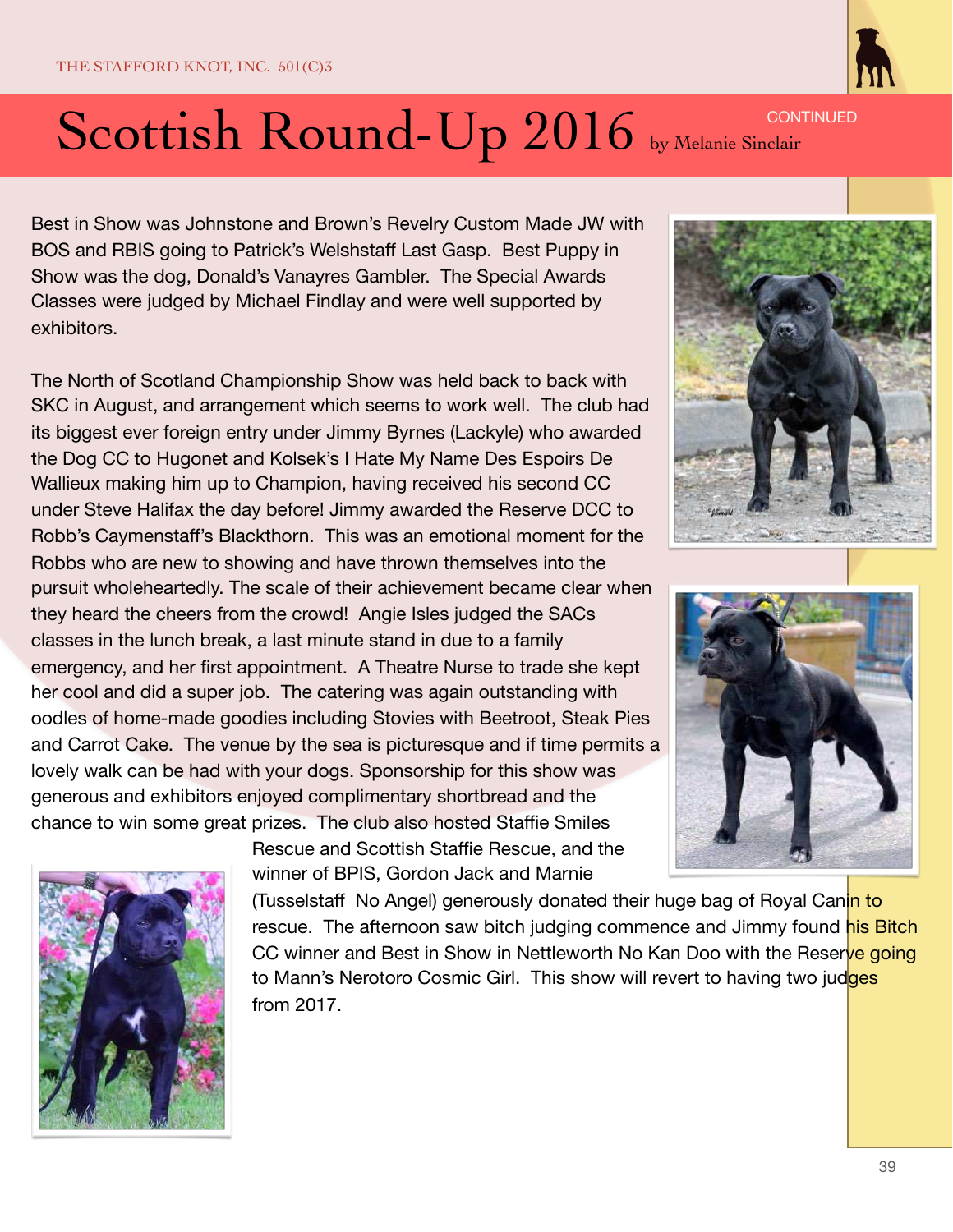# Scottish Round-Up 2016 by Melanie Sinclair

CONTINUED

Best in Show was Johnstone and Brown's Revelry Custom Made JW with BOS and RBIS going to Patrick's Welshstaff Last Gasp. Best Puppy in Show was the dog, Donald's Vanayres Gambler. The Special Awards Classes were judged by Michael Findlay and were well supported by exhibitors.

The North of Scotland Championship Show was held back to back with SKC in August, and arrangement which seems to work well. The club had its biggest ever foreign entry under Jimmy Byrnes (Lackyle) who awarded the Dog CC to Hugonet and Kolsek's I Hate My Name Des Espoirs De Wallieux making him up to Champion, having received his second CC under Steve Halifax the day before! Jimmy awarded the Reserve DCC to Robb's Caymenstaff's Blackthorn. This was an emotional moment for the Robbs who are new to showing and have thrown themselves into the pursuit wholeheartedly. The scale of their achievement became clear when they heard the cheers from the crowd! Angie Isles judged the SACs classes in the lunch break, a last minute stand in due to a family emergency, and her first appointment. A Theatre Nurse to trade she kept her cool and did a super job. The catering was again outstanding with oodles of home-made goodies including Stovies with Beetroot, Steak Pies and Carrot Cake. The venue by the sea is picturesque and if time permits a lovely walk can be had with your dogs. Sponsorship for this show was generous and exhibitors enjoyed complimentary shortbread and the chance to win some great prizes. The club also hosted Staffie Smiles Rescue and Scottish Staffie Rescue, and the winner of BPIS, Gordon Jack and Marnie (Tusselstaff No Angel) generously donated their huge bag of Royal Canin to rescue. The afternoon saw bitch judging commence and Jimmy found his Bitch CC winner and Best in Show in Nettleworth No Kan Doo with the Reserve going to Mann's Nerotoro Cosmic Girl. This show will revert to having two judges from 2017.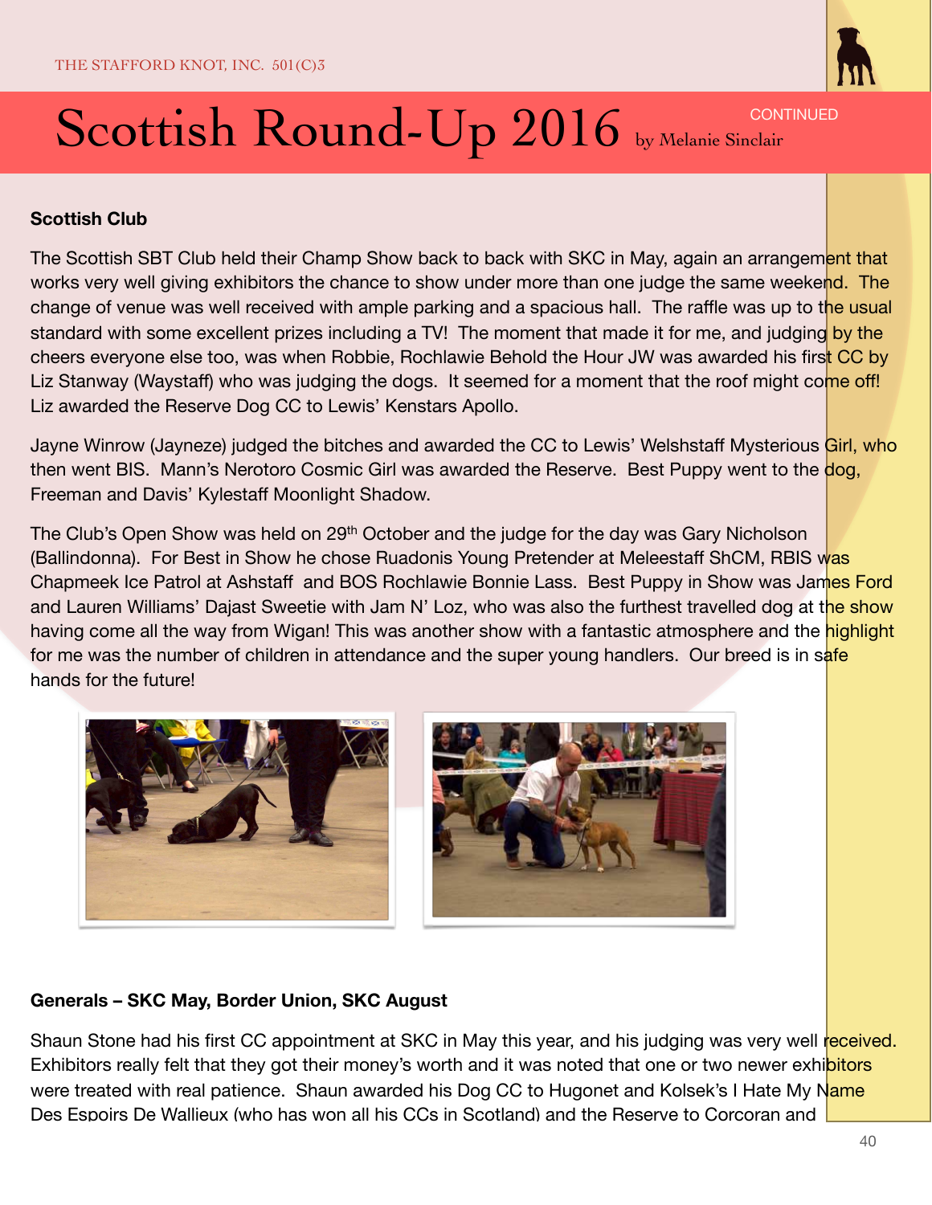# Scottish Round-Up 2016 by Melanie Sinclair

CONTINUED

**Scottish Club**

The Scottish SBT Club held their Champ Show back to back with SKC in May, again an arrangement that works very well giving exhibitors the chance to show under more than one judge the same weekend. The change of venue was well received with ample parking and a spacious hall. The raffle was up to the usual standard with some excellent prizes including a TV! The moment that made it for me, and judging by the cheers everyone else too, was when Robbie, Rochlawie Behold the Hour JW was awarded his first CC by Liz Stanway (Waystaff) who was judging the dogs. It seemed for a moment that the roof might come off! Liz awarded the Reserve Dog CC to Lewis' Kenstars Apollo.

Jayne Winrow (Jayneze) judged the bitches and awarded the CC to Lewis' Welshstaff Mysterious Girl, who then went BIS. Mann's Nerotoro Cosmic Girl was awarded the Reserve. Best Puppy went to the dog, Freeman and Davis' Kylestaff Moonlight Shadow.

The Club's Open Show was held on 29th October and the judge for the day was Gary Nicholson (Ballindonna). For Best in Show he chose Ruadonis Young Pretender at Meleestaff ShCM, RBIS was Chapmeek Ice Patrol at Ashstaff and BOS Rochlawie Bonnie Lass. Best Puppy in Show was James Ford and Lauren Williams' Dajast Sweetie with Jam N' Loz, who was also the furthest travelled dog at the show having come all the way from Wigan! This was another show with a fantastic atmosphere and the highlight for me was the number of children in attendance and the super young handlers. Our breed is in safe hands for the future!

**Generals – SKC May, Border Union, SKC August**

Shaun Stone had his first CC appointment at SKC in May this year, and his judging was very well received. Exhibitors really felt that they got their money's worth and it was noted that one or two newer exhibitors were treated with real patience. Shaun awarded his Dog CC to Hugonet and Kolsek's I Hate My Name Des Espoirs De Wallieux (who has won all his CCs in Scotland) and the Reserve to Corcoran and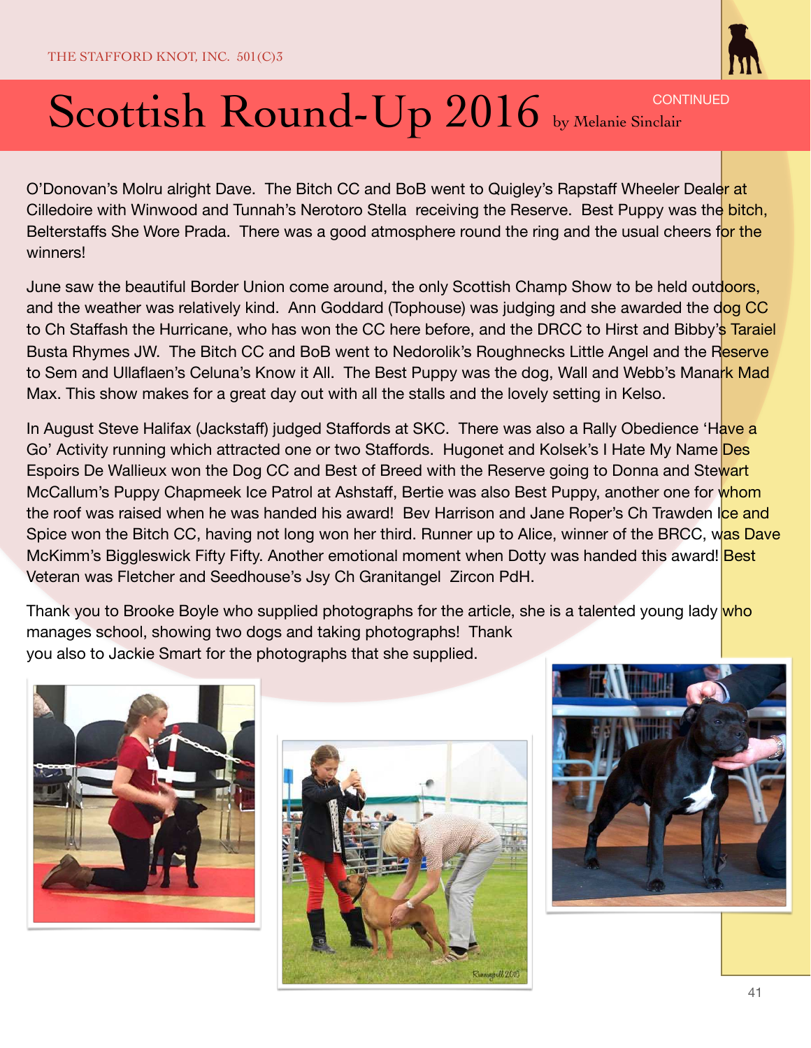# Scottish Round-Up 2016 by Melanie Sinclair

CONTINUED

O'Donovan's Molru alright Dave. The Bitch CC and BoB went to Quigley's Rapstaff Wheeler Dealer at Cilledoire with Winwood and Tunnah's Nerotoro Stella receiving the Reserve. Best Puppy was the bitch, Belterstaffs She Wore Prada. There was a good atmosphere round the ring and the usual cheers for the winners!

June saw the beautiful Border Union come around, the only Scottish Champ Show to be held outdoors, and the weather was relatively kind. Ann Goddard (Tophouse) was judging and she awarded the dog CC to Ch Staffash the Hurricane, who has won the CC here before, and the DRCC to Hirst and Bibby's Taraiel Busta Rhymes JW. The Bitch CC and BoB went to Nedorolik's Roughnecks Little Angel and the Reserve to Sem and Ullaflaen's Celuna's Know it All. The Best Puppy was the dog, Wall and Webb's Manark Mad Max. This show makes for a great day out with all the stalls and the lovely setting in Kelso.

In August Steve Halifax (Jackstaff) judged Staffords at SKC. There was also a Rally Obedience 'Have a Go' Activity running which attracted one or two Staffords. Hugonet and Kolsek's I Hate My Name Des Espoirs De Wallieux won the Dog CC and Best of Breed with the Reserve going to Donna and Stewart McCallum's Puppy Chapmeek Ice Patrol at Ashstaff, Bertie was also Best Puppy, another one for whom the roof was raised when he was handed his award! Bev Harrison and Jane Roper's Ch Trawden Ice and Spice won the Bitch CC, having not long won her third. Runner up to Alice, winner of the BRCC, was Dave McKimm's Biggleswick Fifty Fifty. Another emotional moment when Dotty was handed this award! Best Veteran was Fletcher and Seedhouse's Jsy Ch Granitangel Zircon PdH.

Thank you to Brooke Boyle who supplied photographs for the article, she is a talented young lady who manages school, showing two dogs and taking photographs! Thank you also to Jackie Smart for the photographs that she supplied.